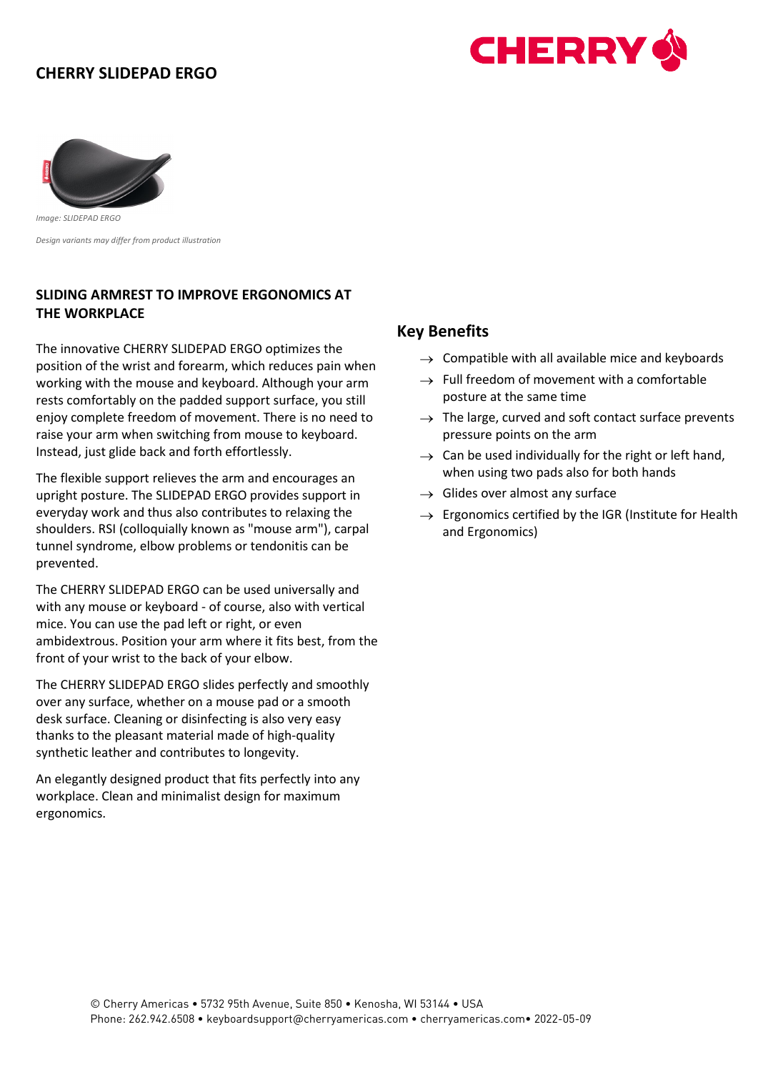# CHERRY SLIDEPAD ERGO

*Image: SLIDEPAD ERGO*

*Design variants may differ from product illustration*

## SLIDING ARMREST TO IMPROVE ERGONOMICS AT THE WORKPLACE

The innovative CHERRY SLIDEPAD ERGO optimizes the position of the wrist and forearm, which reduces pain when working with the mouse and keyboard. Although your arm rests comfortably on the padded support surface, you still enjoy complete freedom of movement. There is no need to raise your arm when switching from mouse to keyboard. Instead, just glide back and forth effortlessly.

The flexible support relieves the arm and encourages an upright posture. The SLIDEPAD ERGO provides support in everyday work and thus also contributes to relaxing the shoulders. RSI (colloquially known as "mouse arm"), carpal tunnel syndrome, elbow problems or tendonitis can be prevented.

The CHERRY SLIDEPAD ERGO can be used universally and with any mouse or keyboard - of course, also with vertical mice. You can use the pad left or right, or even ambidextrous. Position your arm where it fits best, from the front of your wrist to the back of your elbow.

The CHERRY SLIDEPAD ERGO slides perfectly and smoothly over any surface, whether on a mouse pad or a smooth desk surface. Cleaning or disinfecting is also very easy thanks to the pleasant material made of high-quality synthetic leather and contributes to longevity.

An elegantly designed product that fits perfectly into any workplace. Clean and minimalist design for maximum ergonomics.

## Key Benefits

- → Compatible with all available mice and keyboards
- → Full freedom of movement with a comfortable posture at the same time
- → The large, curved and soft contact surface prevents pressure points on the arm
- → Can be used individually for the right or left hand, when using two pads also for both hands
- → Glides over almost any surface
- → Ergonomics certified by the IGR (Institute for Health and Ergonomics)

© Cherry Americas • 5732 95th Avenue, Suite 850 • Kenosha, WI 53144 • USA
Phone: 262.942.6508 • keyboardsupport@cherryamericas.com • cherryamericas.com• 2022-05-09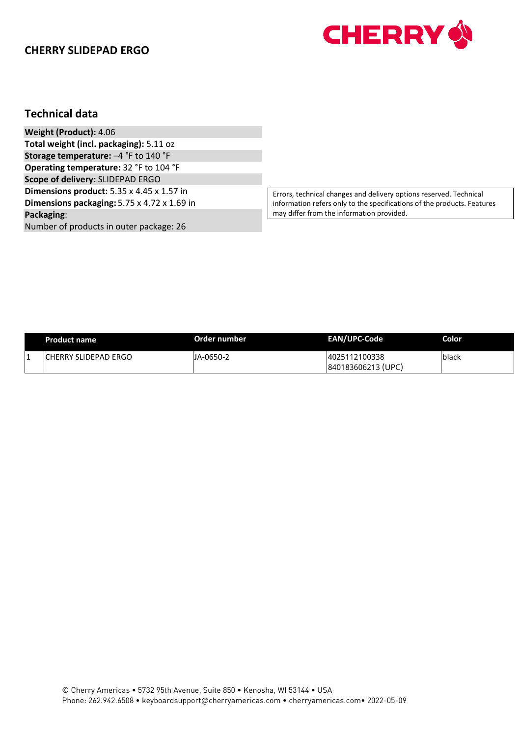## CHERRY SLIDEPAD ERGO

### Technical data

**Weight (Product):** 4.06
**Total weight (incl. packaging):** 5.11 oz
**Storage temperature:** –4 °F to 140 °F
**Operating temperature:** 32 °F to 104 °F
**Scope of delivery:** SLIDEPAD ERGO
**Dimensions product:** 5.35 x 4.45 x 1.57 in
**Dimensions packaging:** 5.75 x 4.72 x 1.69 in
**Packaging**:
Number of products in outer package: 26

Errors, technical changes and delivery options reserved. Technical information refers only to the specifications of the products. Features may differ from the information provided.

| | Product name | Order number | EAN/UPC-Code | Color |
|---|---|---|---|---|
| 1 | CHERRY SLIDEPAD ERGO | JA-0650-2 | 4025112100338<br>840183606213 (UPC) | black |

© Cherry Americas • 5732 95th Avenue, Suite 850 • Kenosha, WI 53144 • USA
Phone: 262.942.6508 • keyboardsupport@cherryamericas.com • cherryamericas.com• 2022-05-09